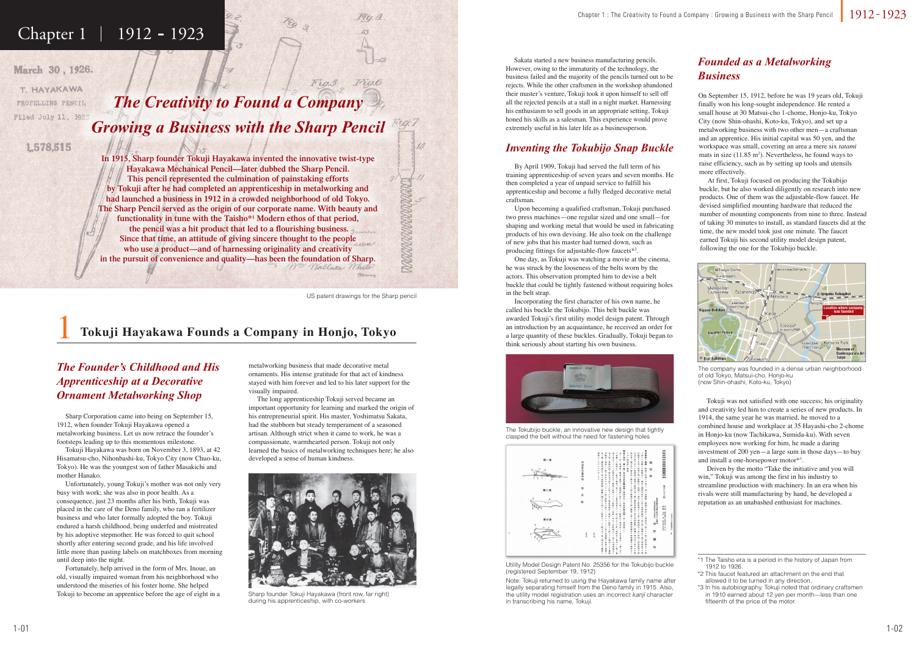# Chapter 1 | 1912 - 1923

## The Creativity to Found a Company
## Growing a Business with the Sharp Pencil

**In 1915, Sharp founder Tokuji Hayakawa invented the innovative twist-type Hayakawa Mechanical Pencil—later dubbed the Sharp Pencil. This pencil represented the culmination of painstaking efforts by Tokuji after he had completed an apprenticeship in metalworking and had launched a business in 1912 in a crowded neighborhood of old Tokyo. The Sharp Pencil served as the origin of our corporate name. With beauty and functionality in tune with the Taisho[*1] Modern ethos of that period, the pencil was a hit product that led to a flourishing business. Since that time, an attitude of giving sincere thought to the people who use a product—and of harnessing originality and creativity in the pursuit of convenience and quality—has been the foundation of Sharp.**

US patent drawings for the Sharp pencil

## 1 Tokuji Hayakawa Founds a Company in Honjo, Tokyo

### *The Founder's Childhood and His Apprenticeship at a Decorative Ornament Metalworking Shop*

Sharp Corporation came into being on September 15, 1912, when founder Tokuji Hayakawa opened a metalworking business. Let us now retrace the founder's footsteps leading up to this momentous milestone.

Tokuji Hayakawa was born on November 3, 1893, at 42 Hisamatsu-cho, Nihonbashi-ku, Tokyo City (now Chuo-ku, Tokyo). He was the youngest son of father Masakichi and mother Hanako.

Unfortunately, young Tokuji's mother was not only very busy with work; she was also in poor health. As a consequence, just 23 months after his birth, Tokuji was placed in the care of the Deno family, who ran a fertilizer business and who later formally adopted the boy. Tokuji endured a harsh childhood, being underfed and mistreated by his adoptive stepmother. He was forced to quit school shortly after entering second grade, and his life involved little more than pasting labels on matchboxes from morning until deep into the night.

Fortunately, help arrived in the form of Mrs. Inoue, an old, visually impaired woman from his neighborhood who understood the miseries of his foster home. She helped Tokuji to become an apprentice before the age of eight in a metalworking business that made decorative metal ornaments. His intense gratitude for that act of kindness stayed with him forever and led to his later support for the visually impaired.

The long apprenticeship Tokuji served became an important opportunity for learning and marked the origin of his entrepreneurial spirit. His master, Yoshimatsu Sakata, had the stubborn but steady temperament of a seasoned artisan. Although strict when it came to work, he was a compassionate, warmhearted person. Tokuji not only learned the basics of metalworking techniques here; he also developed a sense of human kindness.

Sharp founder Tokuji Hayakawa (front row, far right) during his apprenticeship, with co-workers

Sakata started a new business manufacturing pencils. However, owing to the immaturity of the technology, the business failed and the majority of the pencils turned out to be rejects. While the other craftsmen in the workshop abandoned their master's venture, Tokuji took it upon himself to sell off all the rejected pencils at a stall in a night market. Harnessing his enthusiasm to sell goods in an appropriate setting, Tokuji honed his skills as a salesman. This experience would prove extremely useful in his later life as a businessperson.

### *Inventing the Tokubijo Snap Buckle*

By April 1909, Tokuji had served the full term of his training apprenticeship of seven years and seven months. He then completed a year of unpaid service to fulfill his apprenticeship and become a fully fledged decorative metal craftsman.

Upon becoming a qualified craftsman, Tokuji purchased two press machines—one regular sized and one small—for shaping and working metal that would be used in fabricating products of his own devising. He also took on the challenge of new jobs that his master had turned down, such as producing fittings for adjustable-flow faucets[*2].

One day, as Tokuji was watching a movie at the cinema, he was struck by the looseness of the belts worn by the actors. This observation prompted him to devise a belt buckle that could be tightly fastened without requiring holes in the belt strap.

Incorporating the first character of his own name, he called his buckle the Tokubijo. This belt buckle was awarded Tokuji's first utility model design patent. Through an introduction by an acquaintance, he received an order for a large quantity of these buckles. Gradually, Tokuji began to think seriously about starting his own business.

The Tokubijo buckle, an innovative new design that tightly clasped the belt without the need for fastening holes

Utility Model Design Patent No. 25356 for the Tokubijo buckle (registered September 19, 1912)

Note: Tokuji returned to using the Hayakawa family name after legally separating himself from the Deno family in 1915. Also, the utility model registration uses an incorrect *kanji* character in transcribing his name, Tokuji.

### *Founded as a Metalworking Business*

On September 15, 1912, before he was 19 years old, Tokuji finally won his long-sought independence. He rented a small house at 30 Matsui-cho 1-chome, Honjo-ku, Tokyo City (now Shin-ohashi, Koto-ku, Tokyo), and set up a metalworking business with two other men—a craftsman and an apprentice. His initial capital was 50 yen, and the workspace was small, covering an area a mere six *tatami* mats in size (11.85 m²). Nevertheless, he found ways to raise efficiency, such as by setting up tools and utensils more effectively.

At first, Tokuji focused on producing the Tokubijo buckle, but he also worked diligently on research into new products. One of them was the adjustable-flow faucet. He devised simplified mounting hardware that reduced the number of mounting components from nine to three. Instead of taking 30 minutes to install, as standard faucets did at the time, the new model took just one minute. The faucet earned Tokuji his second utility model design patent, following the one for the Tokubijo buckle.

The company was founded in a dense urban neighborhood of old Tokyo, Matsui-cho, Honjo-ku (now Shin-ohashi, Koto-ku, Tokyo)

Tokuji was not satisfied with one success; his originality and creativity led him to create a series of new products. In 1914, the same year he was married, he moved to a combined house and workplace at 35 Hayashi-cho 2-chome in Honjo-ku (now Tachikawa, Sumida-ku). With seven employees now working for him, he made a daring investment of 200 yen—a large sum in those days—to buy and install a one-horsepower motor[*3].

Driven by the motto "Take the initiative and you will win," Tokuji was among the first in his industry to streamline production with machinery. In an era when his rivals were still manufacturing by hand, he developed a reputation as an unabashed enthusiast for machines.

---

*1 The Taisho era is a period in the history of Japan from 1912 to 1926.

*2 This faucet featured an attachment on the end that allowed it to be turned in any direction.

*3 In his autobiography, Tokuji noted that ordinary craftsmen in 1910 earned about 12 yen per month—less than one fifteenth of the price of the motor.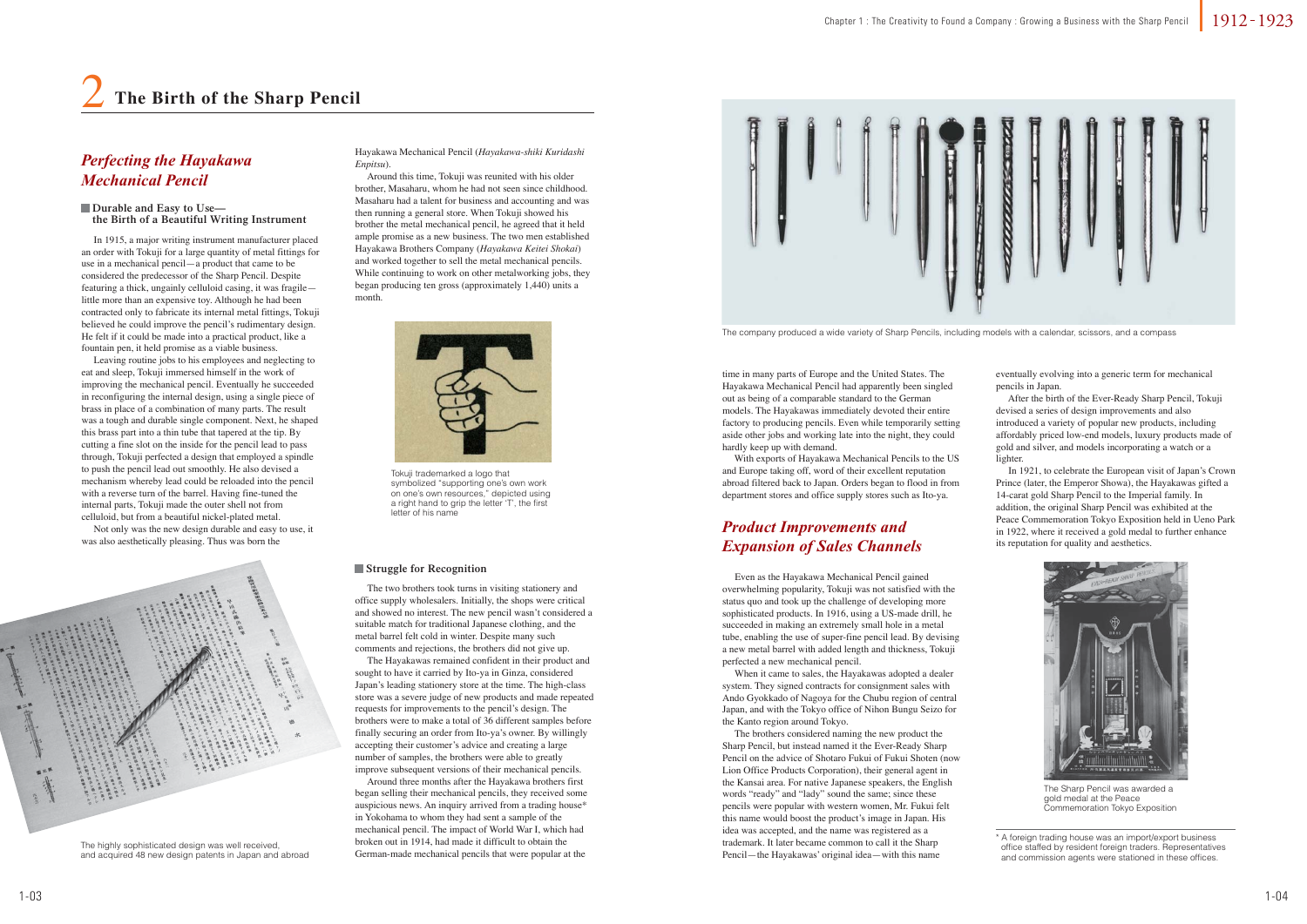# 2 The Birth of the Sharp Pencil

## Perfecting the Hayakawa Mechanical Pencil

### Durable and Easy to Use—the Birth of a Beautiful Writing Instrument

In 1915, a major writing instrument manufacturer placed an order with Tokuji for a large quantity of metal fittings for use in a mechanical pencil—a product that came to be considered the predecessor of the Sharp Pencil. Despite featuring a thick, ungainly celluloid casing, it was fragile—little more than an expensive toy. Although he had been contracted only to fabricate its internal metal fittings, Tokuji believed he could improve the pencil's rudimentary design. He felt if it could be made into a practical product, like a fountain pen, it held promise as a viable business.

Leaving routine jobs to his employees and neglecting to eat and sleep, Tokuji immersed himself in the work of improving the mechanical pencil. Eventually he succeeded in reconfiguring the internal design, using a single piece of brass in place of a combination of many parts. The result was a tough and durable single component. Next, he shaped this brass part into a thin tube that tapered at the tip. By cutting a fine slot on the inside for the pencil lead to pass through, Tokuji perfected a design that employed a spindle to push the pencil lead out smoothly. He also devised a mechanism whereby lead could be reloaded into the pencil with a reverse turn of the barrel. Having fine-tuned the internal parts, Tokuji made the outer shell not from celluloid, but from a beautiful nickel-plated metal.

Not only was the new design durable and easy to use, it was also aesthetically pleasing. Thus was born the Hayakawa Mechanical Pencil (*Hayakawa-shiki Kuridashi Enpitsu*).

Around this time, Tokuji was reunited with his older brother, Masaharu, whom he had not seen since childhood. Masaharu had a talent for business and accounting and was then running a general store. When Tokuji showed his brother the metal mechanical pencil, he agreed that it held ample promise as a new business. The two men established Hayakawa Brothers Company (*Hayakawa Keitei Shokai*) and worked together to sell the metal mechanical pencils. While continuing to work on other metalworking jobs, they began producing ten gross (approximately 1,440) units a month.

Tokuji trademarked a logo that symbolized "supporting one's own work on one's own resources," depicted using a right hand to grip the letter 'T', the first letter of his name

The highly sophisticated design was well received, and acquired 48 new design patents in Japan and abroad

### Struggle for Recognition

The two brothers took turns in visiting stationery and office supply wholesalers. Initially, the shops were critical and showed no interest. The new pencil wasn't considered a suitable match for traditional Japanese clothing, and the metal barrel felt cold in winter. Despite many such comments and rejections, the brothers did not give up.

The Hayakawas remained confident in their product and sought to have it carried by Ito-ya in Ginza, considered Japan's leading stationery store at the time. The high-class store was a severe judge of new products and made repeated requests for improvements to the pencil's design. The brothers were to make a total of 36 different samples before finally securing an order from Ito-ya's owner. By willingly accepting their customer's advice and creating a large number of samples, the brothers were able to greatly improve subsequent versions of their mechanical pencils.

Around three months after the Hayakawa brothers first began selling their mechanical pencils, they received some auspicious news. An inquiry arrived from a trading house* in Yokohama to whom they had sent a sample of the mechanical pencil. The impact of World War I, which had broken out in 1914, had made it difficult to obtain the German-made mechanical pencils that were popular at the time in many parts of Europe and the United States. The Hayakawa Mechanical Pencil had apparently been singled out as being of a comparable standard to the German models. The Hayakawas immediately devoted their entire factory to producing pencils. Even while temporarily setting aside other jobs and working late into the night, they could hardly keep up with demand.

With exports of Hayakawa Mechanical Pencils to the US and Europe taking off, word of their excellent reputation abroad filtered back to Japan. Orders began to flood in from department stores and office supply stores such as Ito-ya.

The company produced a wide variety of Sharp Pencils, including models with a calendar, scissors, and a compass

## Product Improvements and Expansion of Sales Channels

Even as the Hayakawa Mechanical Pencil gained overwhelming popularity, Tokuji was not satisfied with the status quo and took up the challenge of developing more sophisticated products. In 1916, using a US-made drill, he succeeded in making an extremely small hole in a metal tube, enabling the use of super-fine pencil lead. By devising a new metal barrel with added length and thickness, Tokuji perfected a new mechanical pencil.

When it came to sales, the Hayakawas adopted a dealer system. They signed contracts for consignment sales with Ando Gyokkado of Nagoya for the Chubu region of central Japan, and with the Tokyo office of Nihon Bungu Seizo for the Kanto region around Tokyo.

The brothers considered naming the new product the Sharp Pencil, but instead named it the Ever-Ready Sharp Pencil on the advice of Shotaro Fukui of Fukui Shoten (now Lion Office Products Corporation), their general agent in the Kansai area. For native Japanese speakers, the English words "ready" and "lady" sound the same; since these pencils were popular with western women, Mr. Fukui felt this name would boost the product's image in Japan. His idea was accepted, and the name was registered as a trademark. It later became common to call it the Sharp Pencil—the Hayakawas' original idea—with this name eventually evolving into a generic term for mechanical pencils in Japan.

After the birth of the Ever-Ready Sharp Pencil, Tokuji devised a series of design improvements and also introduced a variety of popular new products, including affordably priced low-end models, luxury products made of gold and silver, and models incorporating a watch or a lighter.

In 1921, to celebrate the European visit of Japan's Crown Prince (later, the Emperor Showa), the Hayakawas gifted a 14-carat gold Sharp Pencil to the Imperial family. In addition, the original Sharp Pencil was exhibited at the Peace Commemoration Tokyo Exposition held in Ueno Park in 1922, where it received a gold medal to further enhance its reputation for quality and aesthetics.

The Sharp Pencil was awarded a gold medal at the Peace Commemoration Tokyo Exposition

* A foreign trading house was an import/export business office staffed by resident foreign traders. Representatives and commission agents were stationed in these offices.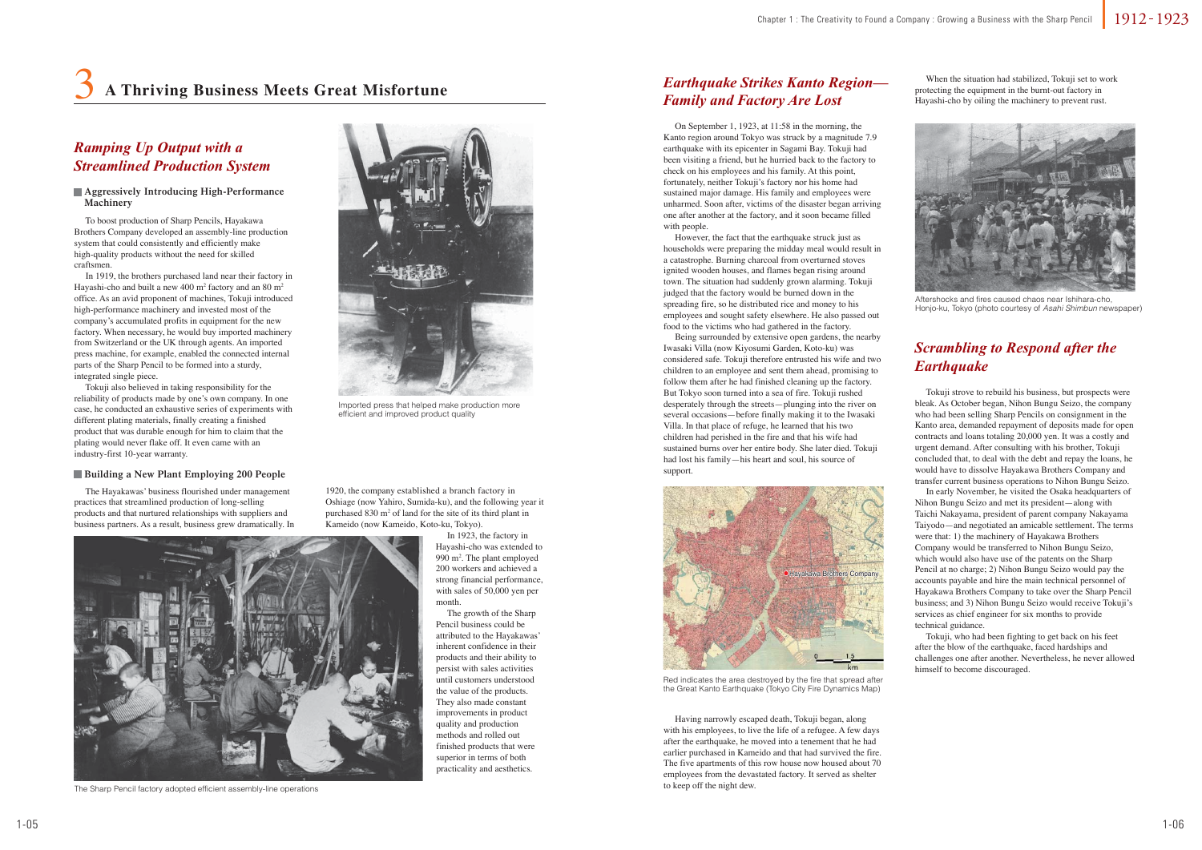# 3 A Thriving Business Meets Great Misfortune

## *Ramping Up Output with a Streamlined Production System*

### Aggressively Introducing High-Performance Machinery

To boost production of Sharp Pencils, Hayakawa Brothers Company developed an assembly-line production system that could consistently and efficiently make high-quality products without the need for skilled craftsmen.

In 1919, the brothers purchased land near their factory in Hayashi-cho and built a new 400 $m^2$ factory and an 80 $m^2$ office. As an avid proponent of machines, Tokuji introduced high-performance machinery and invested most of the company's accumulated profits in equipment for the new factory. When necessary, he would buy imported machinery from Switzerland or the UK through agents. An imported press machine, for example, enabled the connected internal parts of the Sharp Pencil to be formed into a sturdy, integrated single piece.

Tokuji also believed in taking responsibility for the reliability of products made by one's own company. In one case, he conducted an exhaustive series of experiments with different plating materials, finally creating a finished product that was durable enough for him to claim that the plating would never flake off. It even came with an industry-first 10-year warranty.

Imported press that helped make production more efficient and improved product quality

### Building a New Plant Employing 200 People

The Hayakawas' business flourished under management practices that streamlined production of long-selling products and that nurtured relationships with suppliers and business partners. As a result, business grew dramatically. In 1920, the company established a branch factory in Oshiage (now Yahiro, Sumida-ku), and the following year it purchased 830 $m^2$ of land for the site of its third plant in Kameido (now Kameido, Koto-ku, Tokyo).

In 1923, the factory in Hayashi-cho was extended to 990 $m^2$. The plant employed 200 workers and achieved a strong financial performance, with sales of 50,000 yen per month.

The growth of the Sharp Pencil business could be attributed to the Hayakawas' inherent confidence in their products and their ability to persist with sales activities until customers understood the value of the products. They also made constant improvements in product quality and production methods and rolled out finished products that were superior in terms of both practicality and aesthetics.

The Sharp Pencil factory adopted efficient assembly-line operations

## *Earthquake Strikes Kanto Region—Family and Factory Are Lost*

On September 1, 1923, at 11:58 in the morning, the Kanto region around Tokyo was struck by a magnitude 7.9 earthquake with its epicenter in Sagami Bay. Tokuji had been visiting a friend, but he hurried back to the factory to check on his employees and his family. At this point, fortunately, neither Tokuji's factory nor his home had sustained major damage. His family and employees were unharmed. Soon after, victims of the disaster began arriving one after another at the factory, and it soon became filled with people.

However, the fact that the earthquake struck just as households were preparing the midday meal would result in a catastrophe. Burning charcoal from overturned stoves ignited wooden houses, and flames began rising around town. The situation had suddenly grown alarming. Tokuji judged that the factory would be burned down in the spreading fire, so he distributed rice and money to his employees and sought safety elsewhere. He also passed out food to the victims who had gathered in the factory.

Being surrounded by extensive open gardens, the nearby Iwasaki Villa (now Kiyosumi Garden, Koto-ku) was considered safe. Tokuji therefore entrusted his wife and two children to an employee and sent them ahead, promising to follow them after he had finished cleaning up the factory. But Tokyo soon turned into a sea of fire. Tokuji rushed desperately through the streets—plunging into the river on several occasions—before finally making it to the Iwasaki Villa. In that place of refuge, he learned that his two children had perished in the fire and that his wife had sustained burns over her entire body. She later died. Tokuji had lost his family—his heart and soul, his source of support.

Hayakawa Brothers Company

0 1.5 km

Red indicates the area destroyed by the fire that spread after the Great Kanto Earthquake (Tokyo City Fire Dynamics Map)

Having narrowly escaped death, Tokuji began, along with his employees, to live the life of a refugee. A few days after the earthquake, he moved into a tenement that he had earlier purchased in Kameido and that had survived the fire. The five apartments of this row house now housed about 70 employees from the devastated factory. It served as shelter to keep off the night dew.

When the situation had stabilized, Tokuji set to work protecting the equipment in the burnt-out factory in Hayashi-cho by oiling the machinery to prevent rust.

Aftershocks and fires caused chaos near Ishihara-cho, Honjo-ku, Tokyo (photo courtesy of *Asahi Shimbun* newspaper)

## *Scrambling to Respond after the Earthquake*

Tokuji strove to rebuild his business, but prospects were bleak. As October began, Nihon Bungu Seizo, the company who had been selling Sharp Pencils on consignment in the Kanto area, demanded repayment of deposits made for open contracts and loans totaling 20,000 yen. It was a costly and urgent demand. After consulting with his brother, Tokuji concluded that, to deal with the debt and repay the loans, he would have to dissolve Hayakawa Brothers Company and transfer current business operations to Nihon Bungu Seizo.

In early November, he visited the Osaka headquarters of Nihon Bungu Seizo and met its president—along with Taichi Nakayama, president of parent company Nakayama Taiyodo—and negotiated an amicable settlement. The terms were that: 1) the machinery of Hayakawa Brothers Company would be transferred to Nihon Bungu Seizo, which would also have use of the patents on the Sharp Pencil at no charge; 2) Nihon Bungu Seizo would pay the accounts payable and hire the main technical personnel of Hayakawa Brothers Company to take over the Sharp Pencil business; and 3) Nihon Bungu Seizo would receive Tokuji's services as chief engineer for six months to provide technical guidance.

Tokuji, who had been fighting to get back on his feet after the blow of the earthquake, faced hardships and challenges one after another. Nevertheless, he never allowed himself to become discouraged.